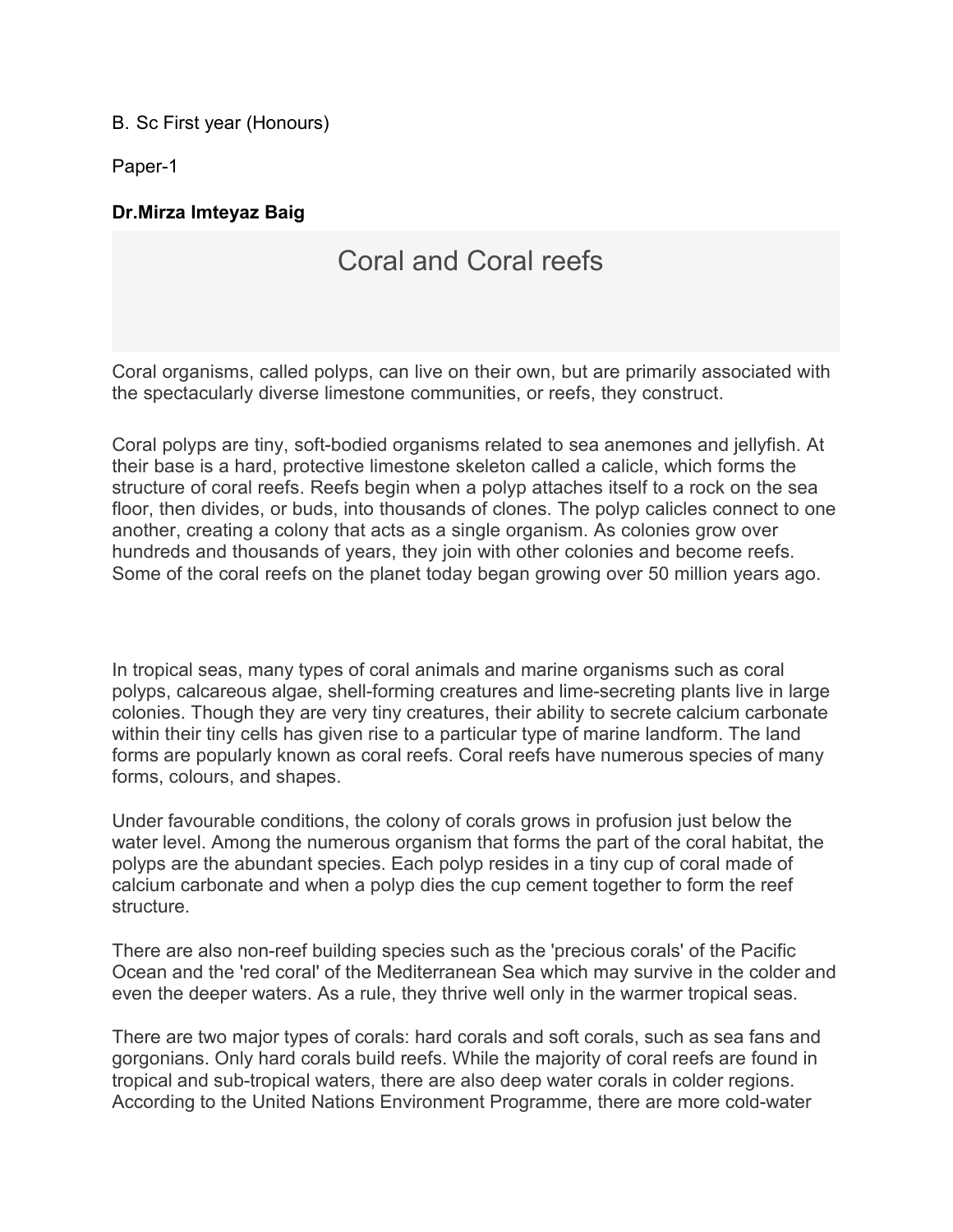B. Sc First year (Honours)

Paper-1

**Dr.Mirza Imteyaz Baig**

# Coral and Coral reefs

Coral organisms, called polyps, can live on their own, but are primarily associated with the spectacularly diverse limestone communities, or reefs, they construct.

Coral polyps are tiny, soft-bodied organisms related to sea anemones and jellyfish. At their base is a hard, protective limestone skeleton called a calicle, which forms the structure of coral reefs. Reefs begin when a polyp attaches itself to a rock on the sea floor, then divides, or buds, into thousands of clones. The polyp calicles connect to one another, creating a colony that acts as a single organism. As colonies grow over hundreds and thousands of years, they join with other colonies and become reefs. Some of the coral reefs on the planet today began growing over 50 million years ago.

In tropical seas, many types of coral animals and marine organisms such as coral polyps, calcareous algae, shell-forming creatures and lime-secreting plants live in large colonies. Though they are very tiny creatures, their ability to secrete calcium carbonate within their tiny cells has given rise to a particular type of marine landform. The land forms are popularly known as coral reefs. Coral reefs have numerous species of many forms, colours, and shapes.

Under favourable conditions, the colony of corals grows in profusion just below the water level. Among the numerous organism that forms the part of the coral habitat, the polyps are the abundant species. Each polyp resides in a tiny cup of coral made of calcium carbonate and when a polyp dies the cup cement together to form the reef structure.

There are also non-reef building species such as the 'precious corals' of the Pacific Ocean and the 'red coral' of the Mediterranean Sea which may survive in the colder and even the deeper waters. As a rule, they thrive well only in the warmer tropical seas.

There are two major types of corals: hard corals and soft corals, such as sea fans and gorgonians. Only hard corals build reefs. While the majority of coral reefs are found in tropical and sub-tropical waters, there are also deep water corals in colder regions. According to the United Nations Environment Programme, there are more cold-water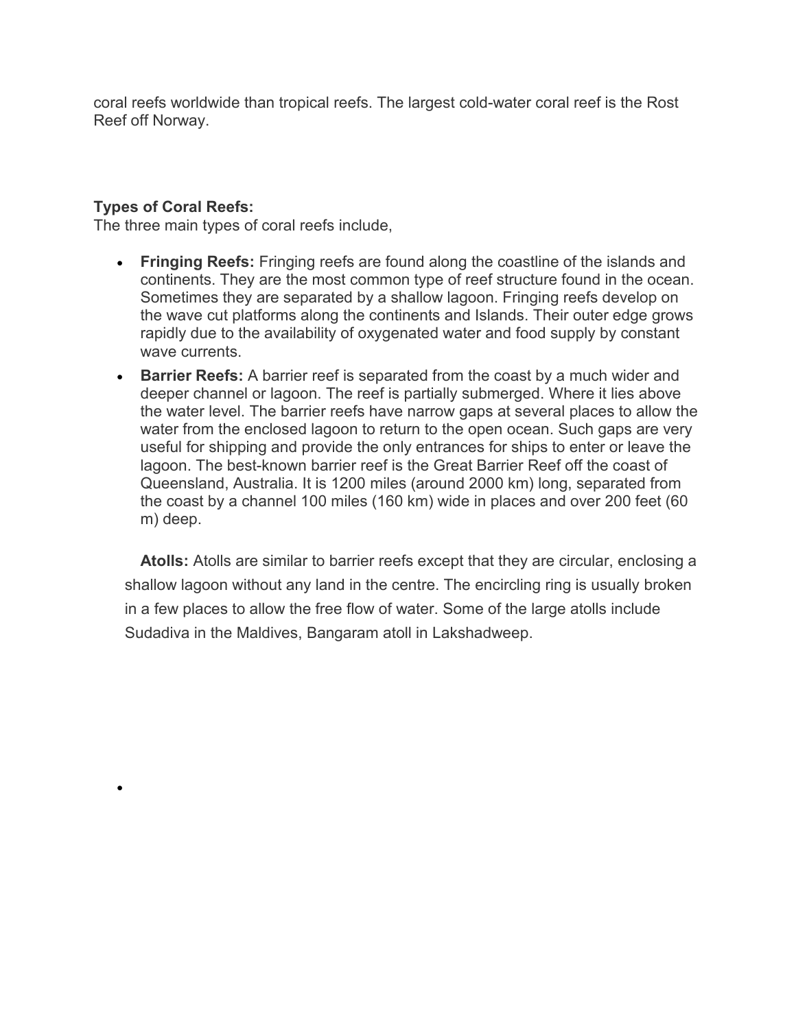coral reefs worldwide than tropical reefs. The largest cold-water coral reef is the Rost Reef off Norway.

**Types of Coral Reefs:**
The three main types of coral reefs include,

- **Fringing Reefs:** Fringing reefs are found along the coastline of the islands and continents. They are the most common type of reef structure found in the ocean. Sometimes they are separated by a shallow lagoon. Fringing reefs develop on the wave cut platforms along the continents and Islands. Their outer edge grows rapidly due to the availability of oxygenated water and food supply by constant wave currents.
- **Barrier Reefs:** A barrier reef is separated from the coast by a much wider and deeper channel or lagoon. The reef is partially submerged. Where it lies above the water level. The barrier reefs have narrow gaps at several places to allow the water from the enclosed lagoon to return to the open ocean. Such gaps are very useful for shipping and provide the only entrances for ships to enter or leave the lagoon. The best-known barrier reef is the Great Barrier Reef off the coast of Queensland, Australia. It is 1200 miles (around 2000 km) long, separated from the coast by a channel 100 miles (160 km) wide in places and over 200 feet (60 m) deep.

  **Atolls:** Atolls are similar to barrier reefs except that they are circular, enclosing a shallow lagoon without any land in the centre. The encircling ring is usually broken in a few places to allow the free flow of water. Some of the large atolls include Sudadiva in the Maldives, Bangaram atoll in Lakshadweep.